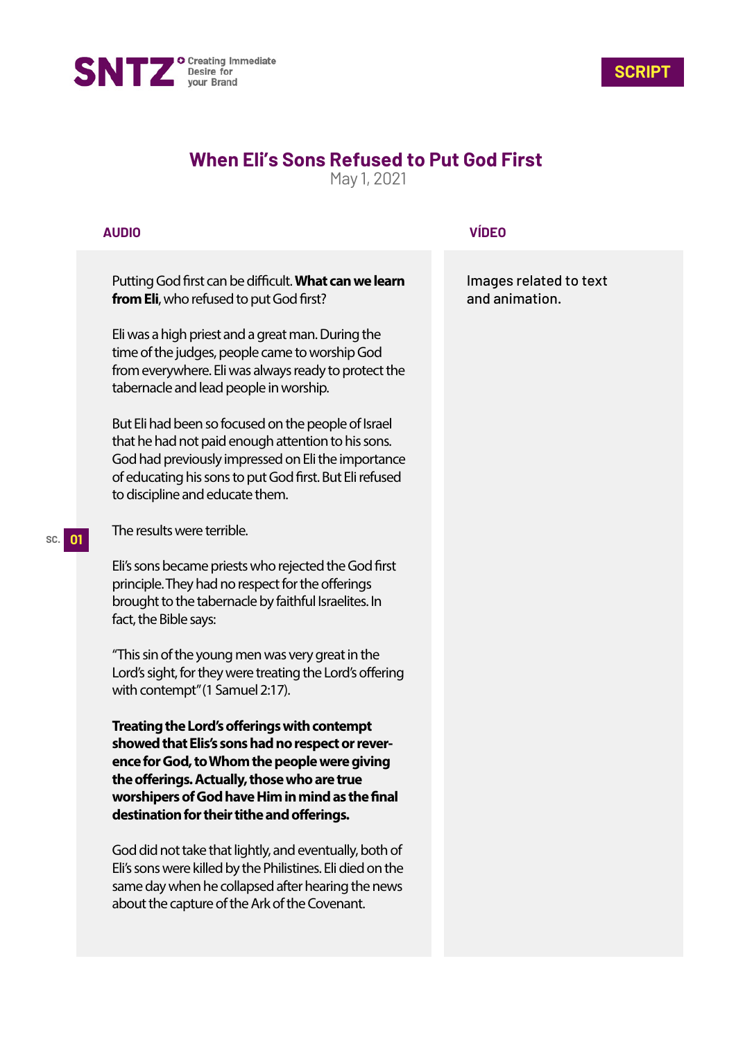SNTZ Creating Immediate Desire for your Brand

**SCRIPT**

# When Eli's Sons Refused to Put God First

May 1, 2021

| AUDIO | VÍDEO |
|---|---|
| Putting God first can be difficult. **What can we learn from Eli**, who refused to put God first?<br><br>Eli was a high priest and a great man. During the time of the judges, people came to worship God from everywhere. Eli was always ready to protect the tabernacle and lead people in worship.<br><br>But Eli had been so focused on the people of Israel that he had not paid enough attention to his sons. God had previously impressed on Eli the importance of educating his sons to put God first. But Eli refused to discipline and educate them.<br><br>SC. 01 The results were terrible.<br><br>Eli's sons became priests who rejected the God first principle. They had no respect for the offerings brought to the tabernacle by faithful Israelites. In fact, the Bible says:<br><br>"This sin of the young men was very great in the Lord's sight, for they were treating the Lord's offering with contempt" (1 Samuel 2:17).<br><br>**Treating the Lord's offerings with contempt showed that Elis's sons had no respect or reverence for God, to Whom the people were giving the offerings. Actually, those who are true worshipers of God have Him in mind as the final destination for their tithe and offerings.**<br><br>God did not take that lightly, and eventually, both of Eli's sons were killed by the Philistines. Eli died on the same day when he collapsed after hearing the news about the capture of the Ark of the Covenant. | Images related to text and animation. |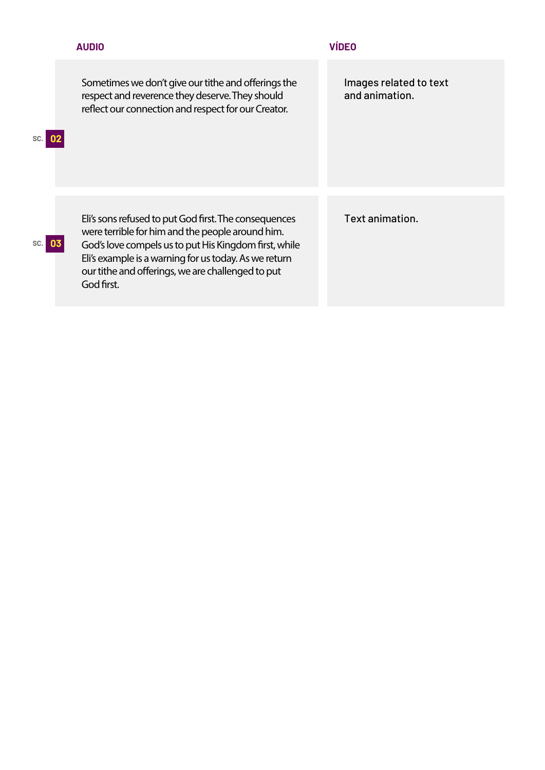| | AUDIO | VÍDEO |
|---|---|---|
| SC. 02 | Sometimes we don't give our tithe and offerings the respect and reverence they deserve. They should reflect our connection and respect for our Creator. | Images related to text and animation. |
| SC. 03 | Eli's sons refused to put God first. The consequences were terrible for him and the people around him. God's love compels us to put His Kingdom first, while Eli's example is a warning for us today. As we return our tithe and offerings, we are challenged to put God first. | Text animation. |